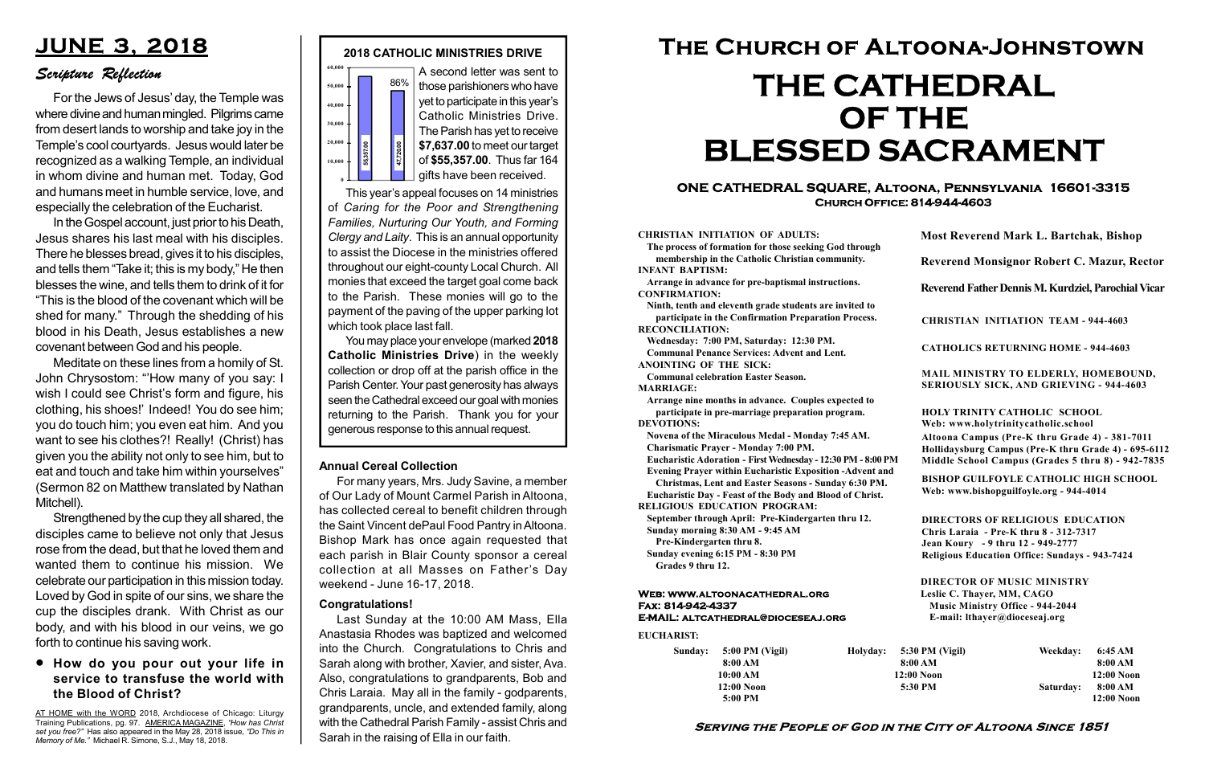# JUNE 3, 2018

## *Scripture Reflection*

For the Jews of Jesus' day, the Temple was where divine and human mingled. Pilgrims came from desert lands to worship and take joy in the Temple's cool courtyards. Jesus would later be recognized as a walking Temple, an individual in whom divine and human met. Today, God and humans meet in humble service, love, and especially the celebration of the Eucharist.

In the Gospel account, just prior to his Death, Jesus shares his last meal with his disciples. There he blesses bread, gives it to his disciples, and tells them "Take it; this is my body," He then blesses the wine, and tells them to drink of it for "This is the blood of the covenant which will be shed for many." Through the shedding of his blood in his Death, Jesus establishes a new covenant between God and his people.

Meditate on these lines from a homily of St. John Chrysostom: "'How many of you say: I wish I could see Christ's form and figure, his clothing, his shoes!' Indeed! You do see him; you do touch him; you even eat him. And you want to see his clothes?! Really! (Christ) has given you the ability not only to see him, but to eat and touch and take him within yourselves" (Sermon 82 on Matthew translated by Nathan Mitchell).

Strengthened by the cup they all shared, the disciples came to believe not only that Jesus rose from the dead, but that he loved them and wanted them to continue his mission. We celebrate our participation in this mission today. Loved by God in spite of our sins, we share the cup the disciples drank. With Christ as our body, and with his blood in our veins, we go forth to continue his saving work.

- **How do you pour out your life in service to transfuse the world with the Blood of Christ?**

AT HOME with the WORD 2018, Archdiocese of Chicago: Liturgy Training Publications, pg. 97. AMERICA MAGAZINE, *"How has Christ set you free?"* Has also appeared in the May 28, 2018 issue, *"Do This in Memory of Me."* Michael R. Simone, S.J., May 18, 2018.

## 2018 CATHOLIC MINISTRIES DRIVE

| Target | Received (86%) |
|---|---|
| 55,357.00 | 47,720.00 |

A second letter was sent to those parishioners who have yet to participate in this year's Catholic Ministries Drive. The Parish has yet to receive **$7,637.00** to meet our target of **$55,357.00**. Thus far 164 gifts have been received.

This year's appeal focuses on 14 ministries of *Caring for the Poor and Strengthening Families, Nurturing Our Youth, and Forming Clergy and Laity*. This is an annual opportunity to assist the Diocese in the ministries offered throughout our eight-county Local Church. All monies that exceed the target goal come back to the Parish. These monies will go to the payment of the paving of the upper parking lot which took place last fall.

You may place your envelope (marked **2018 Catholic Ministries Drive**) in the weekly collection or drop off at the parish office in the Parish Center. Your past generosity has always seen the Cathedral exceed our goal with monies returning to the Parish. Thank you for your generous response to this annual request.

### Annual Cereal Collection

For many years, Mrs. Judy Savine, a member of Our Lady of Mount Carmel Parish in Altoona, has collected cereal to benefit children through the Saint Vincent dePaul Food Pantry in Altoona. Bishop Mark has once again requested that each parish in Blair County sponsor a cereal collection at all Masses on Father's Day weekend - June 16-17, 2018.

### Congratulations!

Last Sunday at the 10:00 AM Mass, Ella Anastasia Rhodes was baptized and welcomed into the Church. Congratulations to Chris and Sarah along with brother, Xavier, and sister, Ava. Also, congratulations to grandparents, Bob and Chris Laraia. May all in the family - godparents, grandparents, uncle, and extended family, along with the Cathedral Parish Family - assist Chris and Sarah in the raising of Ella in our faith.

# The Church of Altoona-Johnstown

# THE CATHEDRAL OF THE BLESSED SACRAMENT

### ONE CATHEDRAL SQUARE, Altoona, Pennsylvania 16601-3315
### Church Office: 814-944-4603

**CHRISTIAN INITIATION OF ADULTS:**
The process of formation for those seeking God through membership in the Catholic Christian community.
**INFANT BAPTISM:**
Arrange in advance for pre-baptismal instructions.
**CONFIRMATION:**
Ninth, tenth and eleventh grade students are invited to participate in the Confirmation Preparation Process.
**RECONCILIATION:**
Wednesday: 7:00 PM, Saturday: 12:30 PM.
Communal Penance Services: Advent and Lent.
**ANOINTING OF THE SICK:**
Communal celebration Easter Season.
**MARRIAGE:**
Arrange nine months in advance. Couples expected to participate in pre-marriage preparation program.
**DEVOTIONS:**
Novena of the Miraculous Medal - Monday 7:45 AM.
Charismatic Prayer - Monday 7:00 PM.
Eucharistic Adoration - First Wednesday - 12:30 PM - 8:00 PM
Evening Prayer within Eucharistic Exposition -Advent and Christmas, Lent and Easter Seasons - Sunday 6:30 PM.
Eucharistic Day - Feast of the Body and Blood of Christ.
**RELIGIOUS EDUCATION PROGRAM:**
September through April: Pre-Kindergarten thru 12.
Sunday morning 8:30 AM - 9:45 AM
Pre-Kindergarten thru 8.
Sunday evening 6:15 PM - 8:30 PM
Grades 9 thru 12.

**Most Reverend Mark L. Bartchak, Bishop**

**Reverend Monsignor Robert C. Mazur, Rector**

**Reverend Father Dennis M. Kurdziel, Parochial Vicar**

**CHRISTIAN INITIATION TEAM - 944-4603**

**CATHOLICS RETURNING HOME - 944-4603**

**MAIL MINISTRY TO ELDERLY, HOMEBOUND, SERIOUSLY SICK, AND GRIEVING - 944-4603**

**HOLY TRINITY CATHOLIC SCHOOL**
Web: www.holytrinitycatholic.school
Altoona Campus (Pre-K thru Grade 4) - 381-7011
Hollidaysburg Campus (Pre-K thru Grade 4) - 695-6112
Middle School Campus (Grades 5 thru 8) - 942-7835

**BISHOP GUILFOYLE CATHOLIC HIGH SCHOOL**
Web: www.bishopguilfoyle.org - 944-4014

**DIRECTORS OF RELIGIOUS EDUCATION**
Chris Laraia - Pre-K thru 8 - 312-7317
Jean Koury - 9 thru 12 - 949-2777
Religious Education Office: Sundays - 943-7424

**DIRECTOR OF MUSIC MINISTRY**
Leslie C. Thayer, MM, CAGO
Music Ministry Office - 944-2044
E-mail: lthayer@dioceseaj.org

Web: www.altoonacathedral.org
Fax: 814-942-4337
E-MAIL: altcathedral@dioceseaj.org

**EUCHARIST:**

| Sunday: | | Holyday: | | Weekday: | |
|---|---|---|---|---|---|
| | 5:00 PM (Vigil) | | 5:30 PM (Vigil) | | 6:45 AM |
| | 8:00 AM | | 8:00 AM | | 8:00 AM |
| | 10:00 AM | | 12:00 Noon | | 12:00 Noon |
| | 12:00 Noon | | 5:30 PM | Saturday: | 8:00 AM |
| | 5:00 PM | | | | 12:00 Noon |

**Serving the People of God in the City of Altoona Since 1851**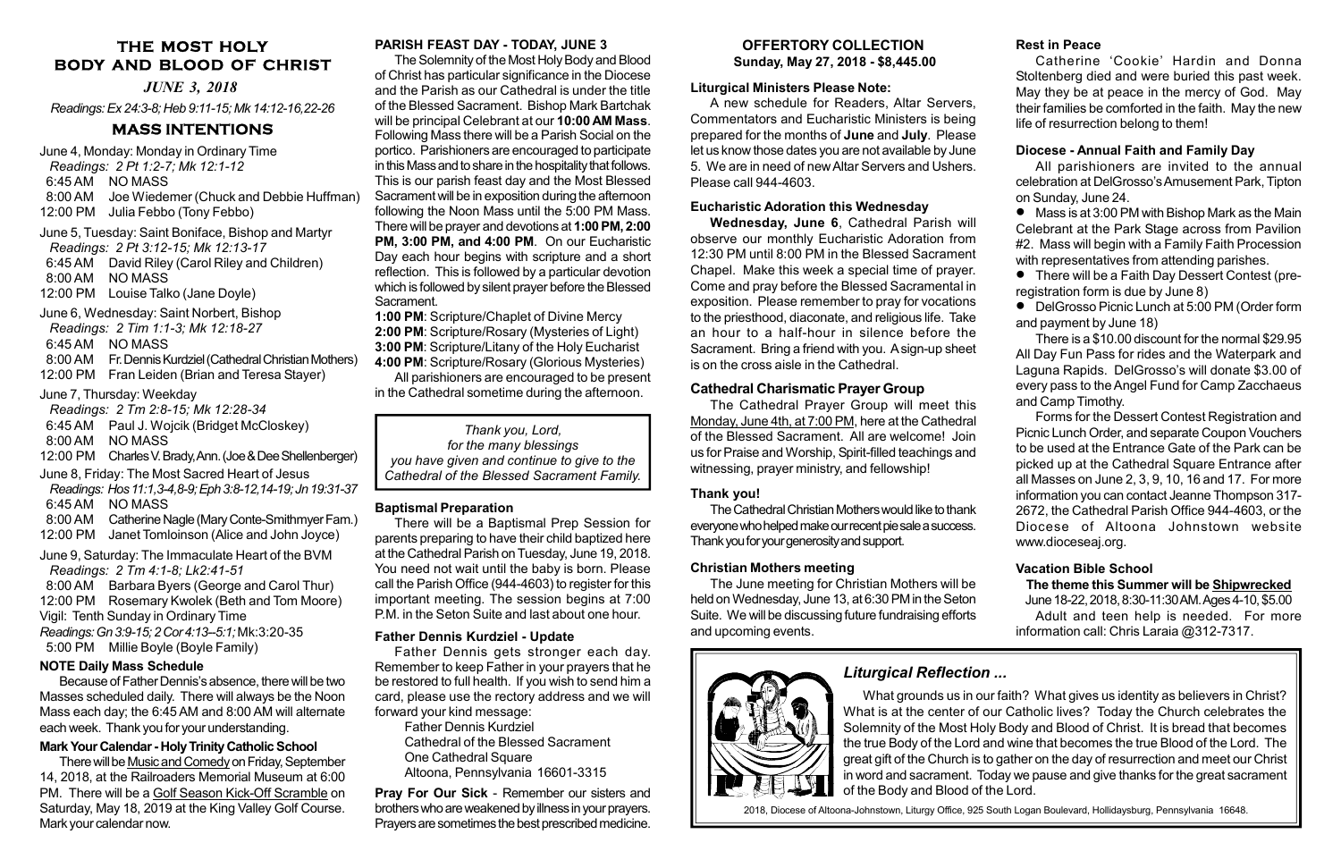# THE MOST HOLY BODY AND BLOOD OF CHRIST

*JUNE 3, 2018*

*Readings: Ex 24:3-8; Heb 9:11-15; Mk 14:12-16,22-26*

## MASS INTENTIONS

June 4, Monday: Monday in Ordinary Time
*Readings: 2 Pt 1:2-7; Mk 12:1-12*
6:45 AM NO MASS
8:00 AM Joe Wiedemer (Chuck and Debbie Huffman)
12:00 PM Julia Febbo (Tony Febbo)

June 5, Tuesday: Saint Boniface, Bishop and Martyr
*Readings: 2 Pt 3:12-15; Mk 12:13-17*
6:45 AM David Riley (Carol Riley and Children)
8:00 AM NO MASS
12:00 PM Louise Talko (Jane Doyle)

June 6, Wednesday: Saint Norbert, Bishop
*Readings: 2 Tim 1:1-3; Mk 12:18-27*
6:45 AM NO MASS
8:00 AM Fr. Dennis Kurdziel (Cathedral Christian Mothers)
12:00 PM Fran Leiden (Brian and Teresa Stayer)

June 7, Thursday: Weekday
*Readings: 2 Tm 2:8-15; Mk 12:28-34*
6:45 AM Paul J. Wojcik (Bridget McCloskey)
8:00 AM NO MASS
12:00 PM Charles V. Brady, Ann. (Joe & Dee Shellenberger)

June 8, Friday: The Most Sacred Heart of Jesus
*Readings: Hos 11:1,3-4,8-9; Eph 3:8-12,14-19; Jn 19:31-37*
6:45 AM NO MASS
8:00 AM Catherine Nagle (Mary Conte-Smithmyer Fam.)
12:00 PM Janet Tomloinson (Alice and John Joyce)

June 9, Saturday: The Immaculate Heart of the BVM
*Readings: 2 Tm 4:1-8; Lk2:41-51*
8:00 AM Barbara Byers (George and Carol Thur)
12:00 PM Rosemary Kwolek (Beth and Tom Moore)
Vigil: Tenth Sunday in Ordinary Time
*Readings: Gn 3:9-15; 2 Cor 4:13–5:1;* Mk:3:20-35
5:00 PM Millie Boyle (Boyle Family)

### NOTE Daily Mass Schedule

Because of Father Dennis's absence, there will be two Masses scheduled daily. There will always be the Noon Mass each day; the 6:45 AM and 8:00 AM will alternate each week. Thank you for your understanding.

### Mark Your Calendar - Holy Trinity Catholic School

There will be Music and Comedy on Friday, September 14, 2018, at the Railroaders Memorial Museum at 6:00 PM. There will be a Golf Season Kick-Off Scramble on Saturday, May 18, 2019 at the King Valley Golf Course. Mark your calendar now.

### PARISH FEAST DAY - TODAY, JUNE 3

The Solemnity of the Most Holy Body and Blood of Christ has particular significance in the Diocese and the Parish as our Cathedral is under the title of the Blessed Sacrament. Bishop Mark Bartchak will be principal Celebrant at our **10:00 AM Mass**. Following Mass there will be a Parish Social on the portico. Parishioners are encouraged to participate in this Mass and to share in the hospitality that follows. This is our parish feast day and the Most Blessed Sacrament will be in exposition during the afternoon following the Noon Mass until the 5:00 PM Mass. There will be prayer and devotions at **1:00 PM, 2:00 PM, 3:00 PM, and 4:00 PM**. On our Eucharistic Day each hour begins with scripture and a short reflection. This is followed by a particular devotion which is followed by silent prayer before the Blessed Sacrament.

**1:00 PM**: Scripture/Chaplet of Divine Mercy
**2:00 PM**: Scripture/Rosary (Mysteries of Light)
**3:00 PM**: Scripture/Litany of the Holy Eucharist
**4:00 PM**: Scripture/Rosary (Glorious Mysteries)

All parishioners are encouraged to be present in the Cathedral sometime during the afternoon.

*Thank you, Lord, for the many blessings you have given and continue to give to the Cathedral of the Blessed Sacrament Family.*

### Baptismal Preparation

There will be a Baptismal Prep Session for parents preparing to have their child baptized here at the Cathedral Parish on Tuesday, June 19, 2018. You need not wait until the baby is born. Please call the Parish Office (944-4603) to register for this important meeting. The session begins at 7:00 P.M. in the Seton Suite and last about one hour.

### Father Dennis Kurdziel - Update

Father Dennis gets stronger each day. Remember to keep Father in your prayers that he be restored to full health. If you wish to send him a card, please use the rectory address and we will forward your kind message:

Father Dennis Kurdziel
Cathedral of the Blessed Sacrament
One Cathedral Square
Altoona, Pennsylvania 16601-3315

**Pray For Our Sick** - Remember our sisters and brothers who are weakened by illness in your prayers. Prayers are sometimes the best prescribed medicine.

### OFFERTORY COLLECTION
**Sunday, May 27, 2018 - $8,445.00**

### Liturgical Ministers Please Note:

A new schedule for Readers, Altar Servers, Commentators and Eucharistic Ministers is being prepared for the months of **June** and **July**. Please let us know those dates you are not available by June 5. We are in need of new Altar Servers and Ushers. Please call 944-4603.

### Eucharistic Adoration this Wednesday

**Wednesday, June 6**, Cathedral Parish will observe our monthly Eucharistic Adoration from 12:30 PM until 8:00 PM in the Blessed Sacrament Chapel. Make this week a special time of prayer. Come and pray before the Blessed Sacramental in exposition. Please remember to pray for vocations to the priesthood, diaconate, and religious life. Take an hour to a half-hour in silence before the Sacrament. Bring a friend with you. A sign-up sheet is on the cross aisle in the Cathedral.

### Cathedral Charismatic Prayer Group

The Cathedral Prayer Group will meet this Monday, June 4th, at 7:00 PM, here at the Cathedral of the Blessed Sacrament. All are welcome! Join us for Praise and Worship, Spirit-filled teachings and witnessing, prayer ministry, and fellowship!

### Thank you!

The Cathedral Christian Mothers would like to thank everyone who helped make our recent pie sale a success. Thank you for your generosity and support.

### Christian Mothers meeting

The June meeting for Christian Mothers will be held on Wednesday, June 13, at 6:30 PM in the Seton Suite. We will be discussing future fundraising efforts and upcoming events.

### Rest in Peace

Catherine 'Cookie' Hardin and Donna Stoltenberg died and were buried this past week. May they be at peace in the mercy of God. May their families be comforted in the faith. May the new life of resurrection belong to them!

### Diocese - Annual Faith and Family Day

All parishioners are invited to the annual celebration at DelGrosso's Amusement Park, Tipton on Sunday, June 24.

- Mass is at 3:00 PM with Bishop Mark as the Main Celebrant at the Park Stage across from Pavilion #2. Mass will begin with a Family Faith Procession with representatives from attending parishes.
- There will be a Faith Day Dessert Contest (pre-registration form is due by June 8)
- DelGrosso Picnic Lunch at 5:00 PM (Order form and payment by June 18)

There is a $10.00 discount for the normal $29.95 All Day Fun Pass for rides and the Waterpark and Laguna Rapids. DelGrosso's will donate $3.00 of every pass to the Angel Fund for Camp Zacchaeus and Camp Timothy.

Forms for the Dessert Contest Registration and Picnic Lunch Order, and separate Coupon Vouchers to be used at the Entrance Gate of the Park can be picked up at the Cathedral Square Entrance after all Masses on June 2, 3, 9, 10, 16 and 17. For more information you can contact Jeanne Thompson 317-2672, the Cathedral Parish Office 944-4603, or the Diocese of Altoona Johnstown website www.dioceseaj.org.

### Vacation Bible School

**The theme this Summer will be Shipwrecked**
June 18-22, 2018, 8:30-11:30 AM. Ages 4-10, $5.00

Adult and teen help is needed. For more information call: Chris Laraia @312-7317.

### *Liturgical Reflection ...*

What grounds us in our faith? What gives us identity as believers in Christ? What is at the center of our Catholic lives? Today the Church celebrates the Solemnity of the Most Holy Body and Blood of Christ. It is bread that becomes the true Body of the Lord and wine that becomes the true Blood of the Lord. The great gift of the Church is to gather on the day of resurrection and meet our Christ in word and sacrament. Today we pause and give thanks for the great sacrament of the Body and Blood of the Lord.

2018, Diocese of Altoona-Johnstown, Liturgy Office, 925 South Logan Boulevard, Hollidaysburg, Pennsylvania 16648.